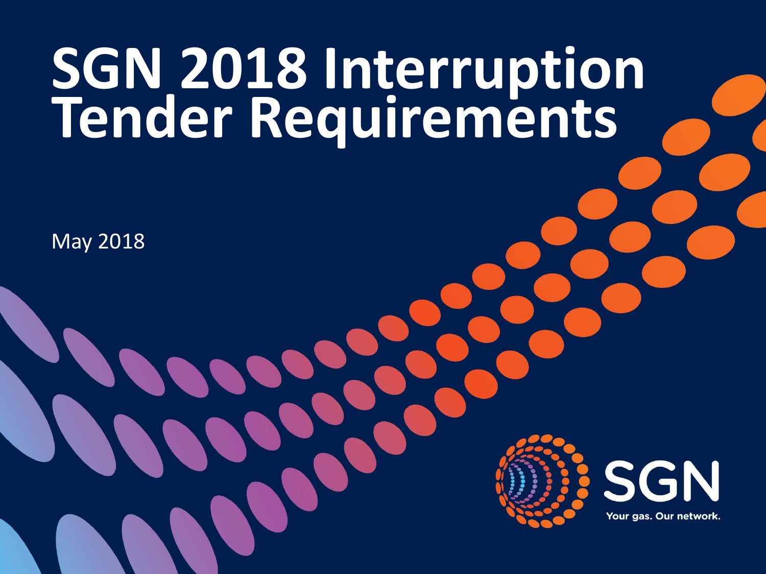# SGN 2018 Interruption Tender Requirements

May 2018

SGN

Your gas. Our network.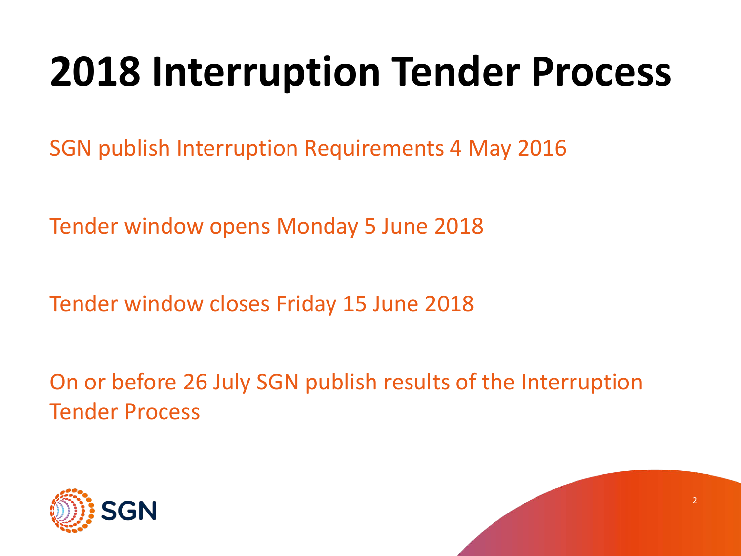# 2018 Interruption Tender Process

SGN publish Interruption Requirements 4 May 2016

Tender window opens Monday 5 June 2018

Tender window closes Friday 15 June 2018

On or before 26 July SGN publish results of the Interruption Tender Process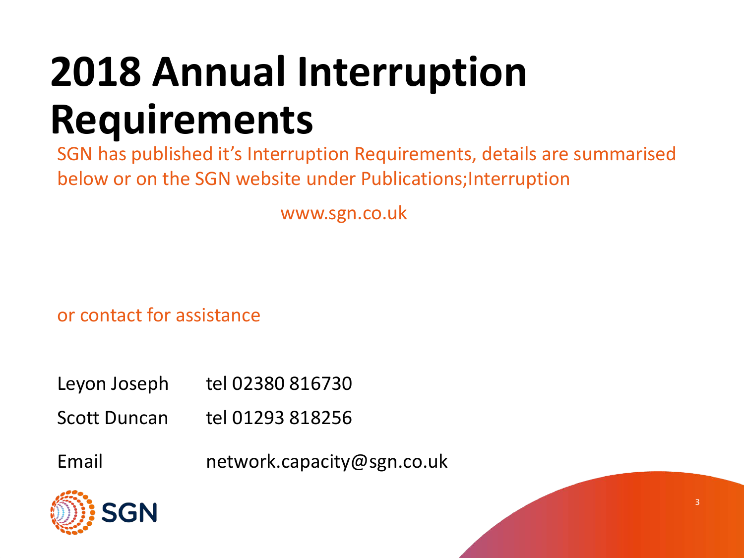# 2018 Annual Interruption Requirements

SGN has published it's Interruption Requirements, details are summarised below or on the SGN website under Publications;Interruption

www.sgn.co.uk

or contact for assistance

Leyon Joseph tel 02380 816730

Scott Duncan tel 01293 818256

Email network.capacity@sgn.co.uk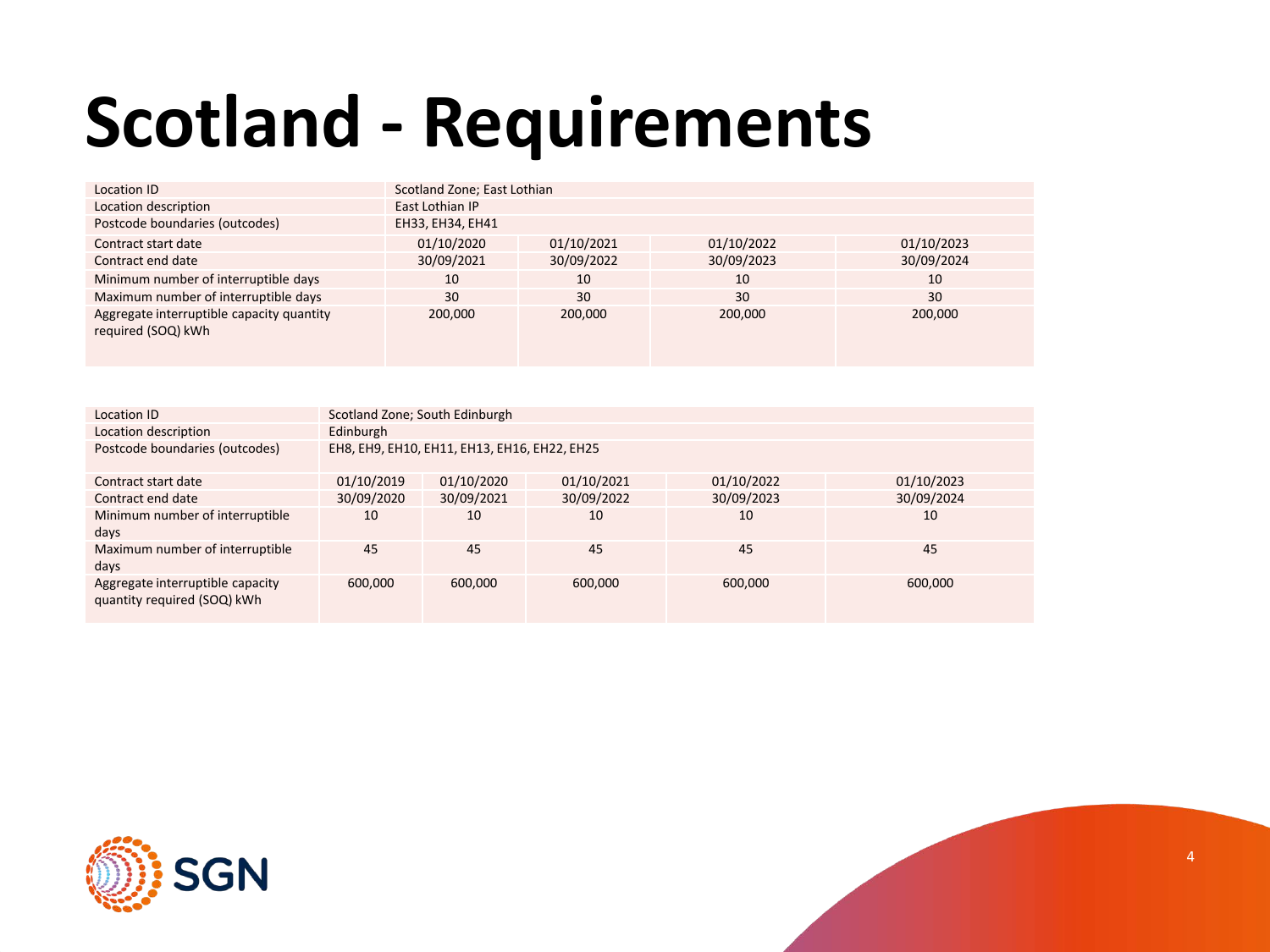# Scotland - Requirements

| Location ID | Scotland Zone; East Lothian | | | |
|---|---|---|---|---|
| Location description | East Lothian IP | | | |
| Postcode boundaries (outcodes) | EH33, EH34, EH41 | | | |
| Contract start date | 01/10/2020 | 01/10/2021 | 01/10/2022 | 01/10/2023 |
| Contract end date | 30/09/2021 | 30/09/2022 | 30/09/2023 | 30/09/2024 |
| Minimum number of interruptible days | 10 | 10 | 10 | 10 |
| Maximum number of interruptible days | 30 | 30 | 30 | 30 |
| Aggregate interruptible capacity quantity required (SOQ) kWh | 200,000 | 200,000 | 200,000 | 200,000 |

| Location ID | Scotland Zone; South Edinburgh | | | | |
|---|---|---|---|---|---|
| Location description | Edinburgh | | | | |
| Postcode boundaries (outcodes) | EH8, EH9, EH10, EH11, EH13, EH16, EH22, EH25 | | | | |
| Contract start date | 01/10/2019 | 01/10/2020 | 01/10/2021 | 01/10/2022 | 01/10/2023 |
| Contract end date | 30/09/2020 | 30/09/2021 | 30/09/2022 | 30/09/2023 | 30/09/2024 |
| Minimum number of interruptible days | 10 | 10 | 10 | 10 | 10 |
| Maximum number of interruptible days | 45 | 45 | 45 | 45 | 45 |
| Aggregate interruptible capacity quantity required (SOQ) kWh | 600,000 | 600,000 | 600,000 | 600,000 | 600,000 |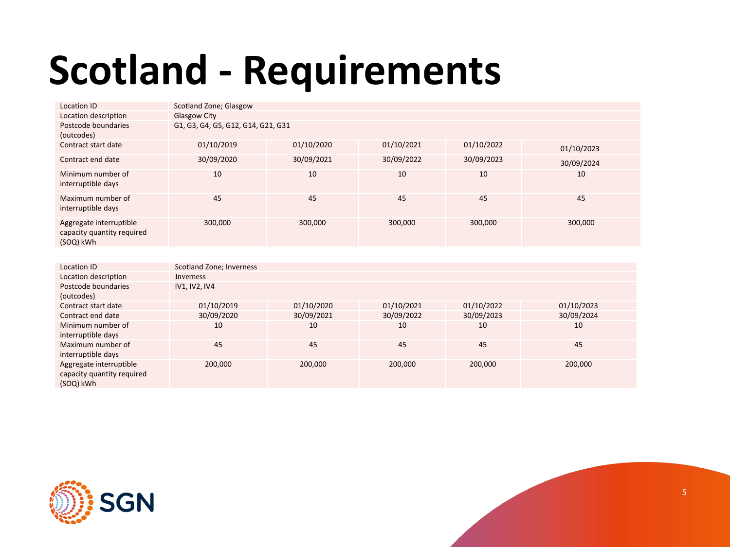# Scotland - Requirements

| Location ID | Scotland Zone; Glasgow | | | | |
|---|---|---|---|---|---|
| Location description | Glasgow City | | | | |
| Postcode boundaries (outcodes) | G1, G3, G4, G5, G12, G14, G21, G31 | | | | |
| Contract start date | 01/10/2019 | 01/10/2020 | 01/10/2021 | 01/10/2022 | 01/10/2023 |
| Contract end date | 30/09/2020 | 30/09/2021 | 30/09/2022 | 30/09/2023 | 30/09/2024 |
| Minimum number of interruptible days | 10 | 10 | 10 | 10 | 10 |
| Maximum number of interruptible days | 45 | 45 | 45 | 45 | 45 |
| Aggregate interruptible capacity quantity required (SOQ) kWh | 300,000 | 300,000 | 300,000 | 300,000 | 300,000 |

| Location ID | Scotland Zone; Inverness | | | | |
|---|---|---|---|---|---|
| Location description | Inverness | | | | |
| Postcode boundaries (outcodes) | IV1, IV2, IV4 | | | | |
| Contract start date | 01/10/2019 | 01/10/2020 | 01/10/2021 | 01/10/2022 | 01/10/2023 |
| Contract end date | 30/09/2020 | 30/09/2021 | 30/09/2022 | 30/09/2023 | 30/09/2024 |
| Minimum number of interruptible days | 10 | 10 | 10 | 10 | 10 |
| Maximum number of interruptible days | 45 | 45 | 45 | 45 | 45 |
| Aggregate interruptible capacity quantity required (SOQ) kWh | 200,000 | 200,000 | 200,000 | 200,000 | 200,000 |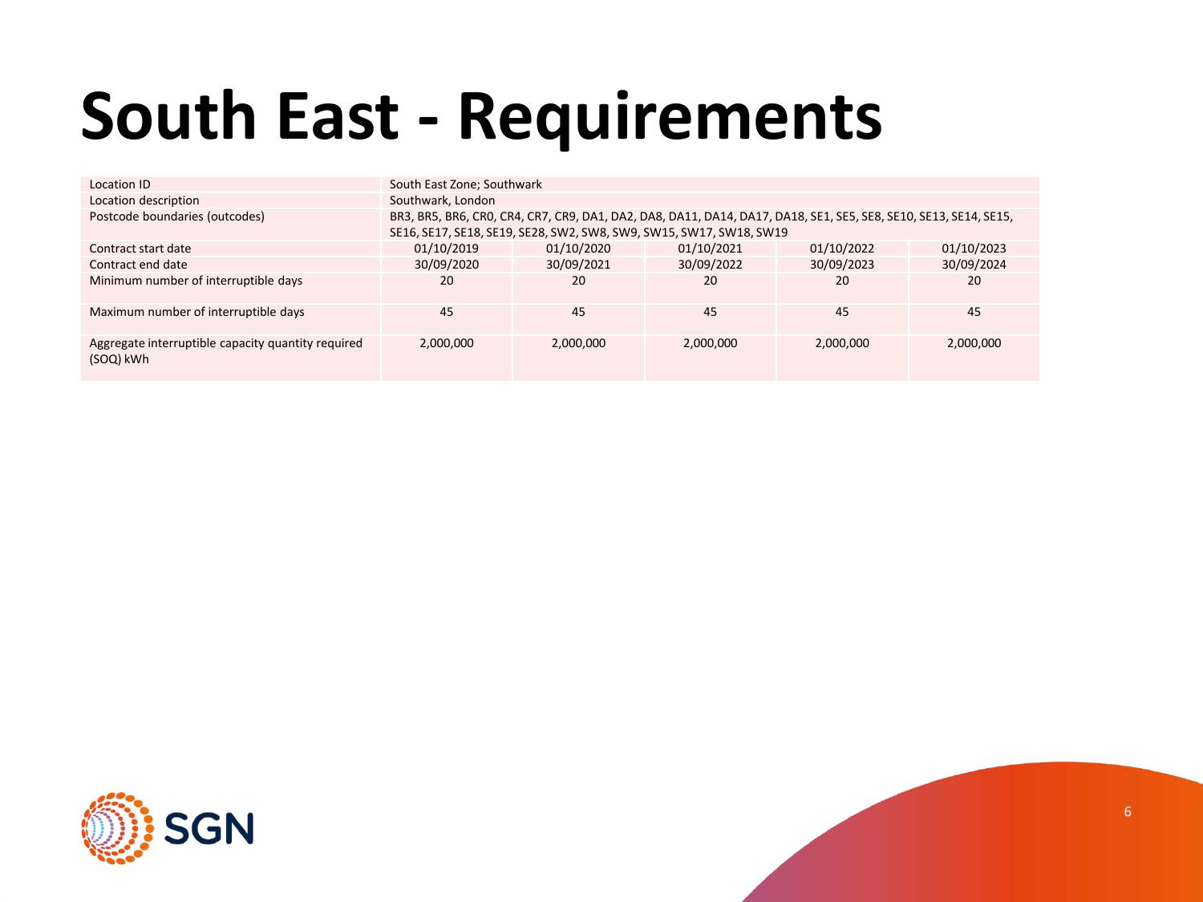# South East - Requirements

| | | | | | |
|---|---|---|---|---|---|
| Location ID | South East Zone; Southwark | | | | |
| Location description | Southwark, London | | | | |
| Postcode boundaries (outcodes) | BR3, BR5, BR6, CR0, CR4, CR7, CR9, DA1, DA2, DA8, DA11, DA14, DA17, DA18, SE1, SE5, SE8, SE10, SE13, SE14, SE15, SE16, SE17, SE18, SE19, SE28, SW2, SW8, SW9, SW15, SW17, SW18, SW19 | | | | |
| Contract start date | 01/10/2019 | 01/10/2020 | 01/10/2021 | 01/10/2022 | 01/10/2023 |
| Contract end date | 30/09/2020 | 30/09/2021 | 30/09/2022 | 30/09/2023 | 30/09/2024 |
| Minimum number of interruptible days | 20 | 20 | 20 | 20 | 20 |
| Maximum number of interruptible days | 45 | 45 | 45 | 45 | 45 |
| Aggregate interruptible capacity quantity required (SOQ) kWh | 2,000,000 | 2,000,000 | 2,000,000 | 2,000,000 | 2,000,000 |